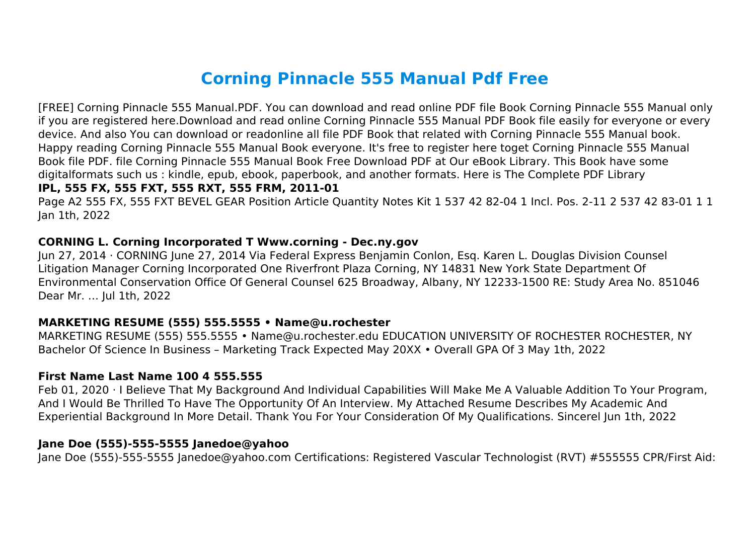# Corning Pinnacle 555 Manual Pdf Free

[FREE] Corning Pinnacle 555 Manual.PDF. You can download and read online PDF file Book Corning Pinnacle 555 Manual only if you are registered here.Download and read online Corning Pinnacle 555 Manual PDF Book file easily for everyone or every device. And also You can download or readonline all file PDF Book that related with Corning Pinnacle 555 Manual book. Happy reading Corning Pinnacle 555 Manual Book everyone. It's free to register here toget Corning Pinnacle 555 Manual Book file PDF. file Corning Pinnacle 555 Manual Book Free Download PDF at Our eBook Library. This Book have some digitalformats such us : kindle, epub, ebook, paperbook, and another formats. Here is The Complete PDF Library

**IPL, 555 FX, 555 FXT, 555 RXT, 555 FRM, 2011-01**

Page A2 555 FX, 555 FXT BEVEL GEAR Position Article Quantity Notes Kit 1 537 42 82-04 1 Incl. Pos. 2-11 2 537 42 83-01 1 1 Jan 1th, 2022

**CORNING L. Corning Incorporated T Www.corning - Dec.ny.gov**

Jun 27, 2014 · CORNING June 27, 2014 Via Federal Express Benjamin Conlon, Esq. Karen L. Douglas Division Counsel Litigation Manager Corning Incorporated One Riverfront Plaza Corning, NY 14831 New York State Department Of Environmental Conservation Office Of General Counsel 625 Broadway, Albany, NY 12233-1500 RE: Study Area No. 851046 Dear Mr. … Jul 1th, 2022

**MARKETING RESUME (555) 555.5555 • Name@u.rochester**

MARKETING RESUME (555) 555.5555 • Name@u.rochester.edu EDUCATION UNIVERSITY OF ROCHESTER ROCHESTER, NY Bachelor Of Science In Business – Marketing Track Expected May 20XX • Overall GPA Of 3 May 1th, 2022

**First Name Last Name 100 4 555.555**

Feb 01, 2020 · I Believe That My Background And Individual Capabilities Will Make Me A Valuable Addition To Your Program, And I Would Be Thrilled To Have The Opportunity Of An Interview. My Attached Resume Describes My Academic And Experiential Background In More Detail. Thank You For Your Consideration Of My Qualifications. Sincerel Jun 1th, 2022

**Jane Doe (555)-555-5555 Janedoe@yahoo**

Jane Doe (555)-555-5555 Janedoe@yahoo.com Certifications: Registered Vascular Technologist (RVT) #555555 CPR/First Aid: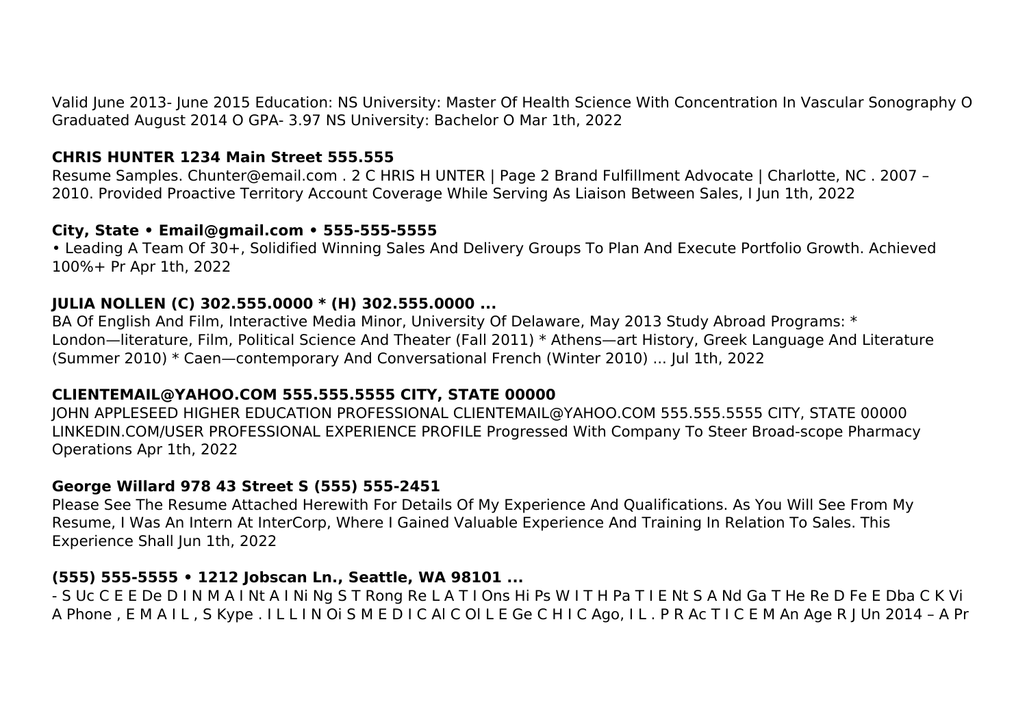Valid June 2013- June 2015 Education: NS University: Master Of Health Science With Concentration In Vascular Sonography O Graduated August 2014 O GPA- 3.97 NS University: Bachelor O Mar 1th, 2022

**CHRIS HUNTER 1234 Main Street 555.555**

Resume Samples. Chunter@email.com . 2 C HRIS H UNTER | Page 2 Brand Fulfillment Advocate | Charlotte, NC . 2007 – 2010. Provided Proactive Territory Account Coverage While Serving As Liaison Between Sales, I Jun 1th, 2022

**City, State • Email@gmail.com • 555-555-5555**

• Leading A Team Of 30+, Solidified Winning Sales And Delivery Groups To Plan And Execute Portfolio Growth. Achieved 100%+ Pr Apr 1th, 2022

**JULIA NOLLEN (C) 302.555.0000 * (H) 302.555.0000 ...**

BA Of English And Film, Interactive Media Minor, University Of Delaware, May 2013 Study Abroad Programs: * London—literature, Film, Political Science And Theater (Fall 2011) * Athens—art History, Greek Language And Literature (Summer 2010) * Caen—contemporary And Conversational French (Winter 2010) ... Jul 1th, 2022

**CLIENTEMAIL@YAHOO.COM 555.555.5555 CITY, STATE 00000**

JOHN APPLESEED HIGHER EDUCATION PROFESSIONAL CLIENTEMAIL@YAHOO.COM 555.555.5555 CITY, STATE 00000 LINKEDIN.COM/USER PROFESSIONAL EXPERIENCE PROFILE Progressed With Company To Steer Broad-scope Pharmacy Operations Apr 1th, 2022

**George Willard 978 43 Street S (555) 555-2451**

Please See The Resume Attached Herewith For Details Of My Experience And Qualifications. As You Will See From My Resume, I Was An Intern At InterCorp, Where I Gained Valuable Experience And Training In Relation To Sales. This Experience Shall Jun 1th, 2022

**(555) 555-5555 • 1212 Jobscan Ln., Seattle, WA 98101 ...**

- S Uc C E E De D I N M A I Nt A I Ni Ng S T Rong Re L A T I Ons Hi Ps W I T H Pa T I E Nt S A Nd Ga T He Re D Fe E Dba C K Vi A Phone , E M A I L , S Kype . I L L I N Oi S M E D I C Al C Ol L E Ge C H I C Ago, I L . P R Ac T I C E M An Age R J Un 2014 – A Pr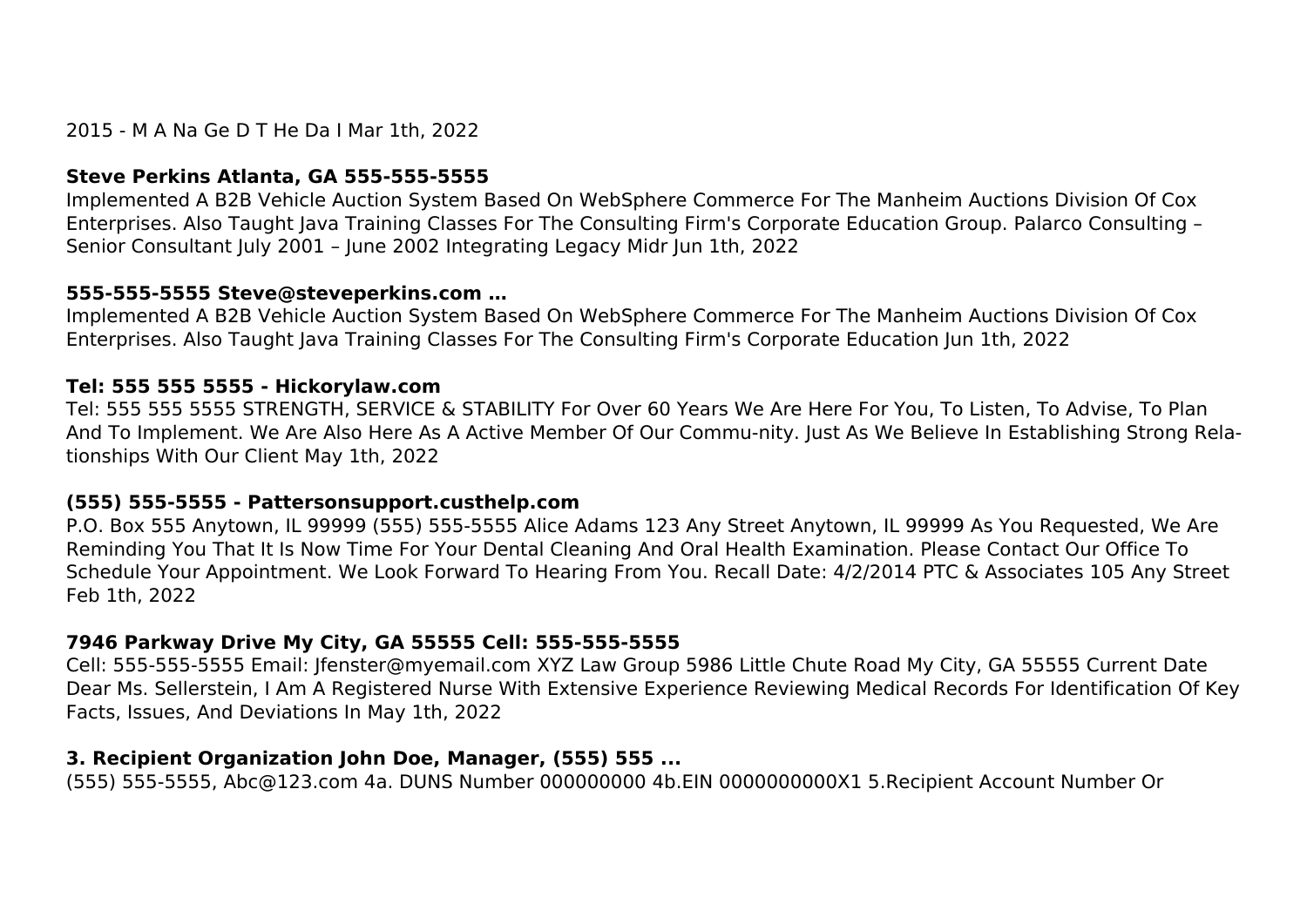2015 - M A Na Ge D T He Da I Mar 1th, 2022

**Steve Perkins Atlanta, GA 555-555-5555**

Implemented A B2B Vehicle Auction System Based On WebSphere Commerce For The Manheim Auctions Division Of Cox Enterprises. Also Taught Java Training Classes For The Consulting Firm's Corporate Education Group. Palarco Consulting – Senior Consultant July 2001 – June 2002 Integrating Legacy Midr Jun 1th, 2022

**555-555-5555 Steve@steveperkins.com …**

Implemented A B2B Vehicle Auction System Based On WebSphere Commerce For The Manheim Auctions Division Of Cox Enterprises. Also Taught Java Training Classes For The Consulting Firm's Corporate Education Jun 1th, 2022

**Tel: 555 555 5555 - Hickorylaw.com**

Tel: 555 555 5555 STRENGTH, SERVICE & STABILITY For Over 60 Years We Are Here For You, To Listen, To Advise, To Plan And To Implement. We Are Also Here As A Active Member Of Our Commu-nity. Just As We Believe In Establishing Strong Rela-tionships With Our Client May 1th, 2022

**(555) 555-5555 - Pattersonsupport.custhelp.com**

P.O. Box 555 Anytown, IL 99999 (555) 555-5555 Alice Adams 123 Any Street Anytown, IL 99999 As You Requested, We Are Reminding You That It Is Now Time For Your Dental Cleaning And Oral Health Examination. Please Contact Our Office To Schedule Your Appointment. We Look Forward To Hearing From You. Recall Date: 4/2/2014 PTC & Associates 105 Any Street Feb 1th, 2022

**7946 Parkway Drive My City, GA 55555 Cell: 555-555-5555**

Cell: 555-555-5555 Email: Jfenster@myemail.com XYZ Law Group 5986 Little Chute Road My City, GA 55555 Current Date Dear Ms. Sellerstein, I Am A Registered Nurse With Extensive Experience Reviewing Medical Records For Identification Of Key Facts, Issues, And Deviations In May 1th, 2022

**3. Recipient Organization John Doe, Manager, (555) 555 ...**

(555) 555-5555, Abc@123.com 4a. DUNS Number 000000000 4b.EIN 0000000000X1 5.Recipient Account Number Or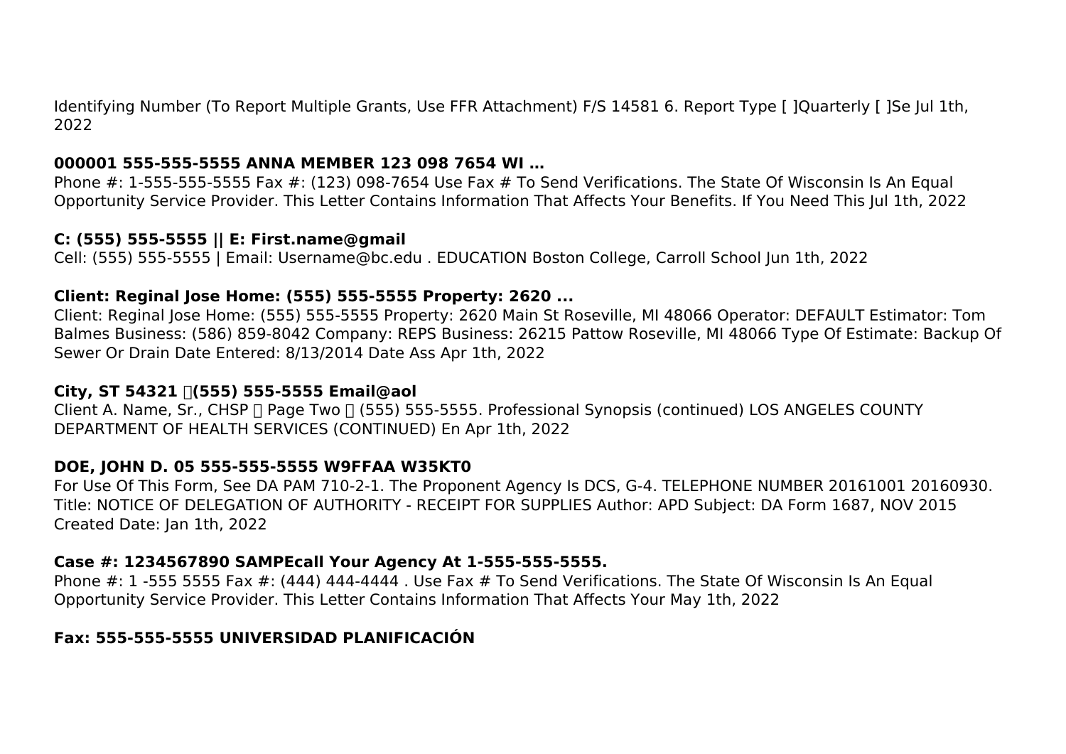Identifying Number (To Report Multiple Grants, Use FFR Attachment) F/S 14581 6. Report Type [ ]Quarterly [ ]Se Jul 1th, 2022

**000001 555-555-5555 ANNA MEMBER 123 098 7654 WI …**

Phone #: 1-555-555-5555 Fax #: (123) 098-7654 Use Fax # To Send Verifications. The State Of Wisconsin Is An Equal Opportunity Service Provider. This Letter Contains Information That Affects Your Benefits. If You Need This Jul 1th, 2022

**C: (555) 555-5555 || E: First.name@gmail**

Cell: (555) 555-5555 | Email: Username@bc.edu . EDUCATION Boston College, Carroll School Jun 1th, 2022

**Client: Reginal Jose Home: (555) 555-5555 Property: 2620 ...**

Client: Reginal Jose Home: (555) 555-5555 Property: 2620 Main St Roseville, MI 48066 Operator: DEFAULT Estimator: Tom Balmes Business: (586) 859-8042 Company: REPS Business: 26215 Pattow Roseville, MI 48066 Type Of Estimate: Backup Of Sewer Or Drain Date Entered: 8/13/2014 Date Ass Apr 1th, 2022

**City, ST 54321 (555) 555-5555 Email@aol**

Client A. Name, Sr., CHSP  Page Two  (555) 555-5555. Professional Synopsis (continued) LOS ANGELES COUNTY DEPARTMENT OF HEALTH SERVICES (CONTINUED) En Apr 1th, 2022

**DOE, JOHN D. 05 555-555-5555 W9FFAA W35KT0**

For Use Of This Form, See DA PAM 710-2-1. The Proponent Agency Is DCS, G-4. TELEPHONE NUMBER 20161001 20160930. Title: NOTICE OF DELEGATION OF AUTHORITY - RECEIPT FOR SUPPLIES Author: APD Subject: DA Form 1687, NOV 2015 Created Date: Jan 1th, 2022

**Case #: 1234567890 SAMPEcall Your Agency At 1-555-555-5555.**

Phone #: 1 -555 5555 Fax #: (444) 444-4444 . Use Fax # To Send Verifications. The State Of Wisconsin Is An Equal Opportunity Service Provider. This Letter Contains Information That Affects Your May 1th, 2022

**Fax: 555-555-5555 UNIVERSIDAD PLANIFICACIÓN**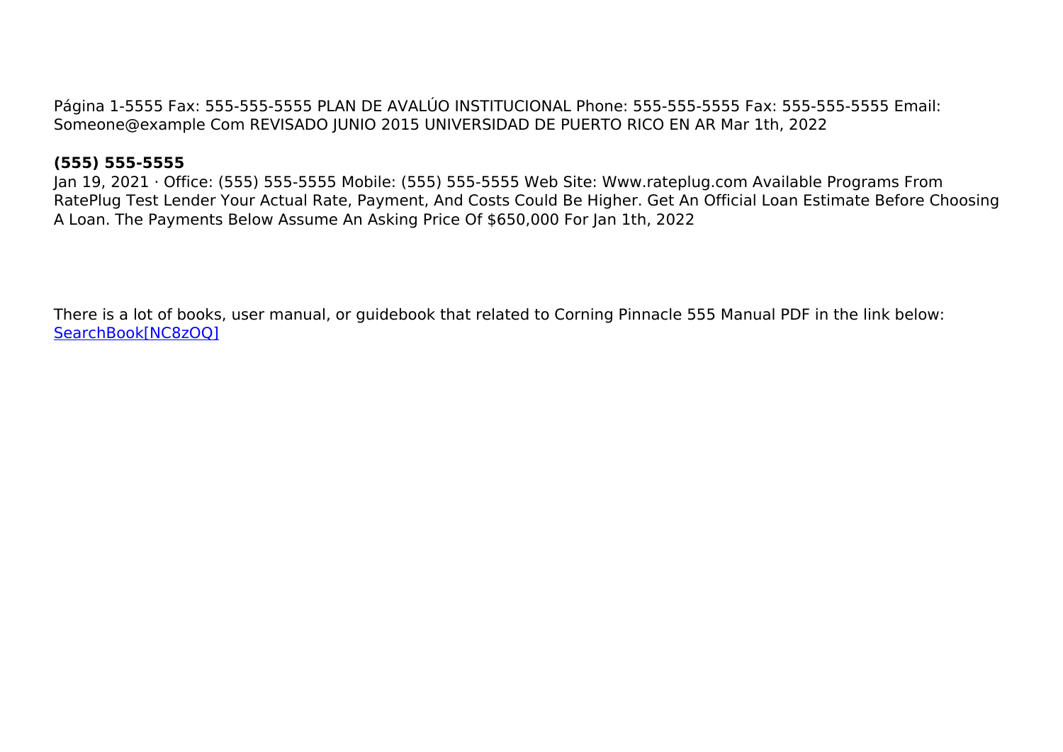Página 1-5555 Fax: 555-555-5555 PLAN DE AVALÚO INSTITUCIONAL Phone: 555-555-5555 Fax: 555-555-5555 Email: Someone@example Com REVISADO JUNIO 2015 UNIVERSIDAD DE PUERTO RICO EN AR Mar 1th, 2022

**(555) 555-5555**

Jan 19, 2021 · Office: (555) 555-5555 Mobile: (555) 555-5555 Web Site: Www.rateplug.com Available Programs From RatePlug Test Lender Your Actual Rate, Payment, And Costs Could Be Higher. Get An Official Loan Estimate Before Choosing A Loan. The Payments Below Assume An Asking Price Of $650,000 For Jan 1th, 2022

There is a lot of books, user manual, or guidebook that related to Corning Pinnacle 555 Manual PDF in the link below:
SearchBook[NC8zOQ]